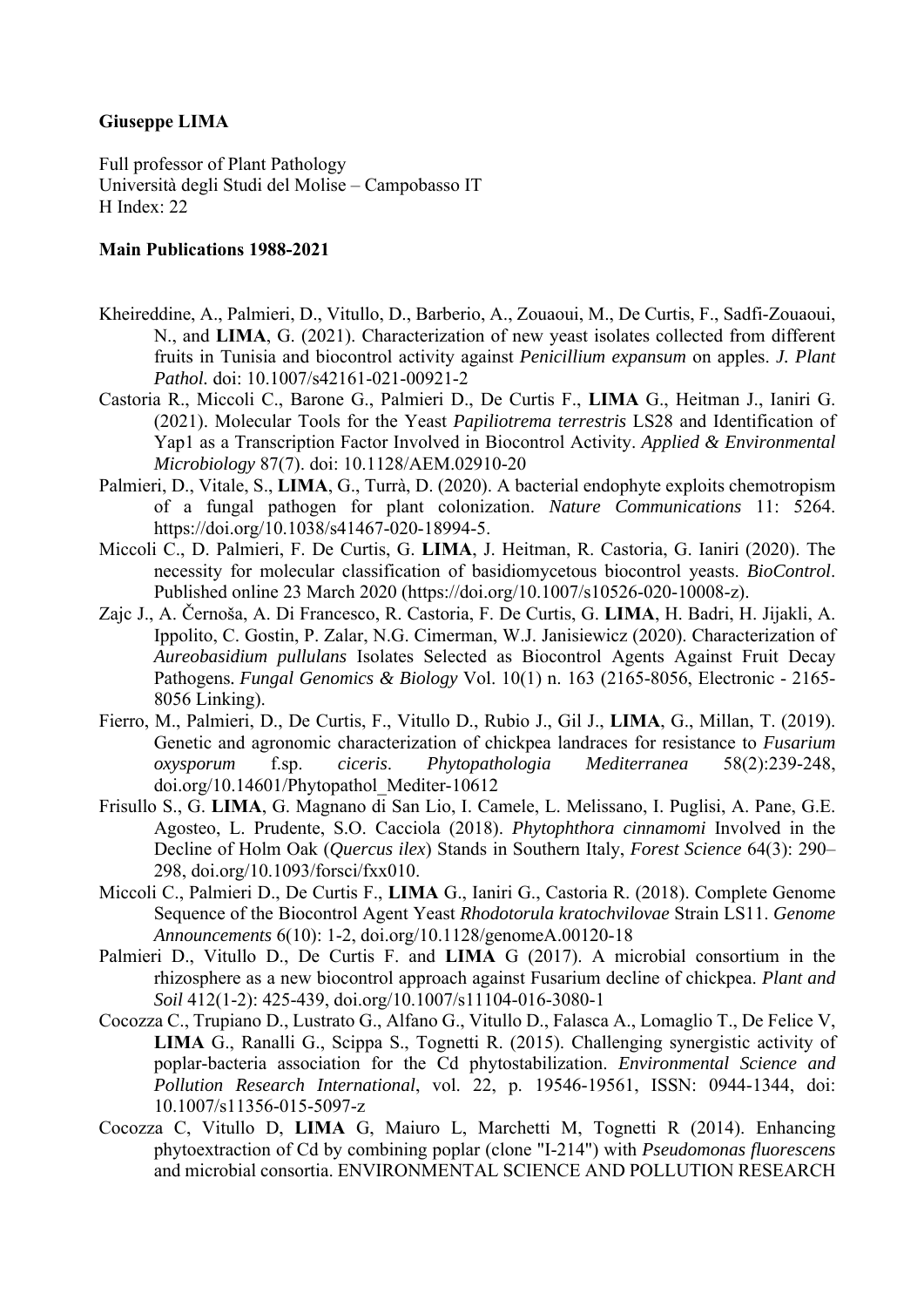**Giuseppe LIMA**

Full professor of Plant Pathology
Università degli Studi del Molise – Campobasso IT
H Index: 22

**Main Publications 1988-2021**

- Kheireddine, A., Palmieri, D., Vitullo, D., Barberio, A., Zouaoui, M., De Curtis, F., Sadfi-Zouaoui, N., and **LIMA**, G. (2021). Characterization of new yeast isolates collected from different fruits in Tunisia and biocontrol activity against *Penicillium expansum* on apples. *J. Plant Pathol.* doi: 10.1007/s42161-021-00921-2
- Castoria R., Miccoli C., Barone G., Palmieri D., De Curtis F., **LIMA** G., Heitman J., Ianiri G. (2021). Molecular Tools for the Yeast *Papiliotrema terrestris* LS28 and Identification of Yap1 as a Transcription Factor Involved in Biocontrol Activity. *Applied & Environmental Microbiology* 87(7). doi: 10.1128/AEM.02910-20
- Palmieri, D., Vitale, S., **LIMA**, G., Turrà, D. (2020). A bacterial endophyte exploits chemotropism of a fungal pathogen for plant colonization. *Nature Communications* 11: 5264. https://doi.org/10.1038/s41467-020-18994-5.
- Miccoli C., D. Palmieri, F. De Curtis, G. **LIMA**, J. Heitman, R. Castoria, G. Ianiri (2020). The necessity for molecular classification of basidiomycetous biocontrol yeasts. *BioControl*. Published online 23 March 2020 (https://doi.org/10.1007/s10526-020-10008-z).
- Zajc J., A. Černoša, A. Di Francesco, R. Castoria, F. De Curtis, G. **LIMA**, H. Badri, H. Jijakli, A. Ippolito, C. Gostin, P. Zalar, N.G. Cimerman, W.J. Janisiewicz (2020). Characterization of *Aureobasidium pullulans* Isolates Selected as Biocontrol Agents Against Fruit Decay Pathogens. *Fungal Genomics & Biology* Vol. 10(1) n. 163 (2165-8056, Electronic - 2165-8056 Linking).
- Fierro, M., Palmieri, D., De Curtis, F., Vitullo D., Rubio J., Gil J., **LIMA**, G., Millan, T. (2019). Genetic and agronomic characterization of chickpea landraces for resistance to *Fusarium oxysporum* f.sp. *ciceris*. *Phytopathologia Mediterranea* 58(2):239-248, doi.org/10.14601/Phytopathol_Mediter-10612
- Frisullo S., G. **LIMA**, G. Magnano di San Lio, I. Camele, L. Melissano, I. Puglisi, A. Pane, G.E. Agosteo, L. Prudente, S.O. Cacciola (2018). *Phytophthora cinnamomi* Involved in the Decline of Holm Oak (*Quercus ilex*) Stands in Southern Italy, *Forest Science* 64(3): 290–298, doi.org/10.1093/forsci/fxx010.
- Miccoli C., Palmieri D., De Curtis F., **LIMA** G., Ianiri G., Castoria R. (2018). Complete Genome Sequence of the Biocontrol Agent Yeast *Rhodotorula kratochvilovae* Strain LS11. *Genome Announcements* 6(10): 1-2, doi.org/10.1128/genomeA.00120-18
- Palmieri D., Vitullo D., De Curtis F. and **LIMA** G (2017). A microbial consortium in the rhizosphere as a new biocontrol approach against Fusarium decline of chickpea. *Plant and Soil* 412(1-2): 425-439, doi.org/10.1007/s11104-016-3080-1
- Cocozza C., Trupiano D., Lustrato G., Alfano G., Vitullo D., Falasca A., Lomaglio T., De Felice V, **LIMA** G., Ranalli G., Scippa S., Tognetti R. (2015). Challenging synergistic activity of poplar-bacteria association for the Cd phytostabilization. *Environmental Science and Pollution Research International*, vol. 22, p. 19546-19561, ISSN: 0944-1344, doi: 10.1007/s11356-015-5097-z
- Cocozza C, Vitullo D, **LIMA** G, Maiuro L, Marchetti M, Tognetti R (2014). Enhancing phytoextraction of Cd by combining poplar (clone "I-214") with *Pseudomonas fluorescens* and microbial consortia. ENVIRONMENTAL SCIENCE AND POLLUTION RESEARCH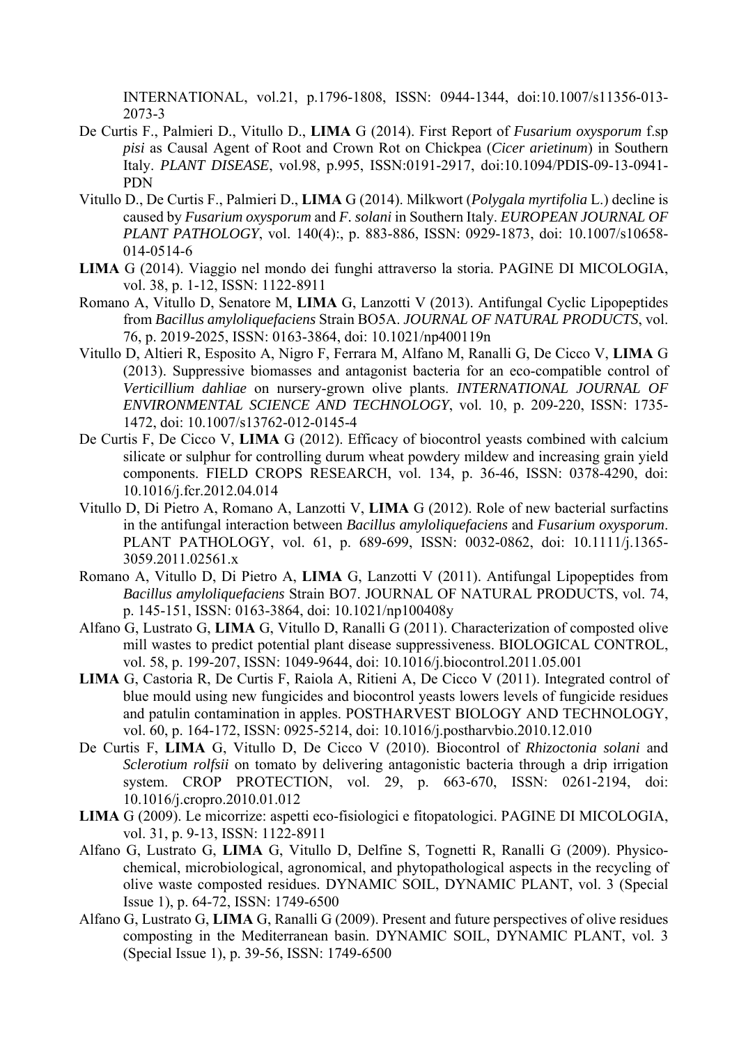INTERNATIONAL, vol.21, p.1796-1808, ISSN: 0944-1344, doi:10.1007/s11356-013-2073-3

De Curtis F., Palmieri D., Vitullo D., **LIMA** G (2014). First Report of *Fusarium oxysporum* f.sp *pisi* as Causal Agent of Root and Crown Rot on Chickpea (*Cicer arietinum*) in Southern Italy. *PLANT DISEASE*, vol.98, p.995, ISSN:0191-2917, doi:10.1094/PDIS-09-13-0941-PDN

Vitullo D., De Curtis F., Palmieri D., **LIMA** G (2014). Milkwort (*Polygala myrtifolia* L.) decline is caused by *Fusarium oxysporum* and *F. solani* in Southern Italy. *EUROPEAN JOURNAL OF PLANT PATHOLOGY*, vol. 140(4):, p. 883-886, ISSN: 0929-1873, doi: 10.1007/s10658-014-0514-6

**LIMA** G (2014). Viaggio nel mondo dei funghi attraverso la storia. PAGINE DI MICOLOGIA, vol. 38, p. 1-12, ISSN: 1122-8911

Romano A, Vitullo D, Senatore M, **LIMA** G, Lanzotti V (2013). Antifungal Cyclic Lipopeptides from *Bacillus amyloliquefaciens* Strain BO5A. *JOURNAL OF NATURAL PRODUCTS*, vol. 76, p. 2019-2025, ISSN: 0163-3864, doi: 10.1021/np400119n

Vitullo D, Altieri R, Esposito A, Nigro F, Ferrara M, Alfano M, Ranalli G, De Cicco V, **LIMA** G (2013). Suppressive biomasses and antagonist bacteria for an eco-compatible control of *Verticillium dahliae* on nursery-grown olive plants. *INTERNATIONAL JOURNAL OF ENVIRONMENTAL SCIENCE AND TECHNOLOGY*, vol. 10, p. 209-220, ISSN: 1735-1472, doi: 10.1007/s13762-012-0145-4

De Curtis F, De Cicco V, **LIMA** G (2012). Efficacy of biocontrol yeasts combined with calcium silicate or sulphur for controlling durum wheat powdery mildew and increasing grain yield components. FIELD CROPS RESEARCH, vol. 134, p. 36-46, ISSN: 0378-4290, doi: 10.1016/j.fcr.2012.04.014

Vitullo D, Di Pietro A, Romano A, Lanzotti V, **LIMA** G (2012). Role of new bacterial surfactins in the antifungal interaction between *Bacillus amyloliquefaciens* and *Fusarium oxysporum*. PLANT PATHOLOGY, vol. 61, p. 689-699, ISSN: 0032-0862, doi: 10.1111/j.1365-3059.2011.02561.x

Romano A, Vitullo D, Di Pietro A, **LIMA** G, Lanzotti V (2011). Antifungal Lipopeptides from *Bacillus amyloliquefaciens* Strain BO7. JOURNAL OF NATURAL PRODUCTS, vol. 74, p. 145-151, ISSN: 0163-3864, doi: 10.1021/np100408y

Alfano G, Lustrato G, **LIMA** G, Vitullo D, Ranalli G (2011). Characterization of composted olive mill wastes to predict potential plant disease suppressiveness. BIOLOGICAL CONTROL, vol. 58, p. 199-207, ISSN: 1049-9644, doi: 10.1016/j.biocontrol.2011.05.001

**LIMA** G, Castoria R, De Curtis F, Raiola A, Ritieni A, De Cicco V (2011). Integrated control of blue mould using new fungicides and biocontrol yeasts lowers levels of fungicide residues and patulin contamination in apples. POSTHARVEST BIOLOGY AND TECHNOLOGY, vol. 60, p. 164-172, ISSN: 0925-5214, doi: 10.1016/j.postharvbio.2010.12.010

De Curtis F, **LIMA** G, Vitullo D, De Cicco V (2010). Biocontrol of *Rhizoctonia solani* and *Sclerotium rolfsii* on tomato by delivering antagonistic bacteria through a drip irrigation system. CROP PROTECTION, vol. 29, p. 663-670, ISSN: 0261-2194, doi: 10.1016/j.cropro.2010.01.012

**LIMA** G (2009). Le micorrize: aspetti eco-fisiologici e fitopatologici. PAGINE DI MICOLOGIA, vol. 31, p. 9-13, ISSN: 1122-8911

Alfano G, Lustrato G, **LIMA** G, Vitullo D, Delfine S, Tognetti R, Ranalli G (2009). Physico-chemical, microbiological, agronomical, and phytopathological aspects in the recycling of olive waste composted residues. DYNAMIC SOIL, DYNAMIC PLANT, vol. 3 (Special Issue 1), p. 64-72, ISSN: 1749-6500

Alfano G, Lustrato G, **LIMA** G, Ranalli G (2009). Present and future perspectives of olive residues composting in the Mediterranean basin. DYNAMIC SOIL, DYNAMIC PLANT, vol. 3 (Special Issue 1), p. 39-56, ISSN: 1749-6500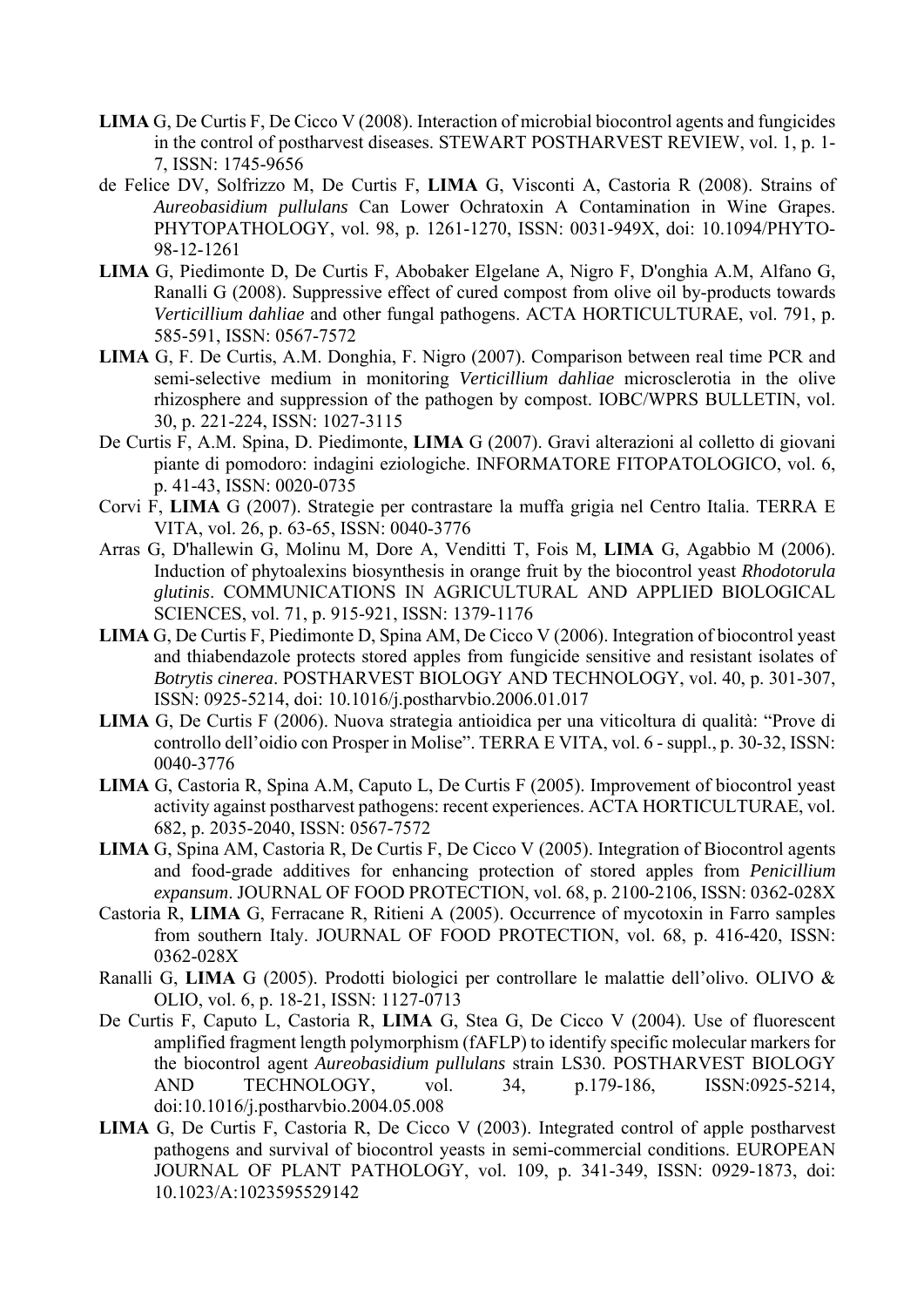**LIMA** G, De Curtis F, De Cicco V (2008). Interaction of microbial biocontrol agents and fungicides in the control of postharvest diseases. STEWART POSTHARVEST REVIEW, vol. 1, p. 1-7, ISSN: 1745-9656

de Felice DV, Solfrizzo M, De Curtis F, **LIMA** G, Visconti A, Castoria R (2008). Strains of *Aureobasidium pullulans* Can Lower Ochratoxin A Contamination in Wine Grapes. PHYTOPATHOLOGY, vol. 98, p. 1261-1270, ISSN: 0031-949X, doi: 10.1094/PHYTO-98-12-1261

**LIMA** G, Piedimonte D, De Curtis F, Abobaker Elgelane A, Nigro F, D'onghia A.M, Alfano G, Ranalli G (2008). Suppressive effect of cured compost from olive oil by-products towards *Verticillium dahliae* and other fungal pathogens. ACTA HORTICULTURAE, vol. 791, p. 585-591, ISSN: 0567-7572

**LIMA** G, F. De Curtis, A.M. Donghia, F. Nigro (2007). Comparison between real time PCR and semi-selective medium in monitoring *Verticillium dahliae* microsclerotia in the olive rhizosphere and suppression of the pathogen by compost. IOBC/WPRS BULLETIN, vol. 30, p. 221-224, ISSN: 1027-3115

De Curtis F, A.M. Spina, D. Piedimonte, **LIMA** G (2007). Gravi alterazioni al colletto di giovani piante di pomodoro: indagini eziologiche. INFORMATORE FITOPATOLOGICO, vol. 6, p. 41-43, ISSN: 0020-0735

Corvi F, **LIMA** G (2007). Strategie per contrastare la muffa grigia nel Centro Italia. TERRA E VITA, vol. 26, p. 63-65, ISSN: 0040-3776

Arras G, D'hallewin G, Molinu M, Dore A, Venditti T, Fois M, **LIMA** G, Agabbio M (2006). Induction of phytoalexins biosynthesis in orange fruit by the biocontrol yeast *Rhodotorula glutinis*. COMMUNICATIONS IN AGRICULTURAL AND APPLIED BIOLOGICAL SCIENCES, vol. 71, p. 915-921, ISSN: 1379-1176

**LIMA** G, De Curtis F, Piedimonte D, Spina AM, De Cicco V (2006). Integration of biocontrol yeast and thiabendazole protects stored apples from fungicide sensitive and resistant isolates of *Botrytis cinerea*. POSTHARVEST BIOLOGY AND TECHNOLOGY, vol. 40, p. 301-307, ISSN: 0925-5214, doi: 10.1016/j.postharvbio.2006.01.017

**LIMA** G, De Curtis F (2006). Nuova strategia antioidica per una viticoltura di qualità: "Prove di controllo dell'oidio con Prosper in Molise". TERRA E VITA, vol. 6 - suppl., p. 30-32, ISSN: 0040-3776

**LIMA** G, Castoria R, Spina A.M, Caputo L, De Curtis F (2005). Improvement of biocontrol yeast activity against postharvest pathogens: recent experiences. ACTA HORTICULTURAE, vol. 682, p. 2035-2040, ISSN: 0567-7572

**LIMA** G, Spina AM, Castoria R, De Curtis F, De Cicco V (2005). Integration of Biocontrol agents and food-grade additives for enhancing protection of stored apples from *Penicillium expansum*. JOURNAL OF FOOD PROTECTION, vol. 68, p. 2100-2106, ISSN: 0362-028X

Castoria R, **LIMA** G, Ferracane R, Ritieni A (2005). Occurrence of mycotoxin in Farro samples from southern Italy. JOURNAL OF FOOD PROTECTION, vol. 68, p. 416-420, ISSN: 0362-028X

Ranalli G, **LIMA** G (2005). Prodotti biologici per controllare le malattie dell'olivo. OLIVO & OLIO, vol. 6, p. 18-21, ISSN: 1127-0713

De Curtis F, Caputo L, Castoria R, **LIMA** G, Stea G, De Cicco V (2004). Use of fluorescent amplified fragment length polymorphism (fAFLP) to identify specific molecular markers for the biocontrol agent *Aureobasidium pullulans* strain LS30. POSTHARVEST BIOLOGY AND TECHNOLOGY, vol. 34, p.179-186, ISSN:0925-5214, doi:10.1016/j.postharvbio.2004.05.008

**LIMA** G, De Curtis F, Castoria R, De Cicco V (2003). Integrated control of apple postharvest pathogens and survival of biocontrol yeasts in semi-commercial conditions. EUROPEAN JOURNAL OF PLANT PATHOLOGY, vol. 109, p. 341-349, ISSN: 0929-1873, doi: 10.1023/A:1023595529142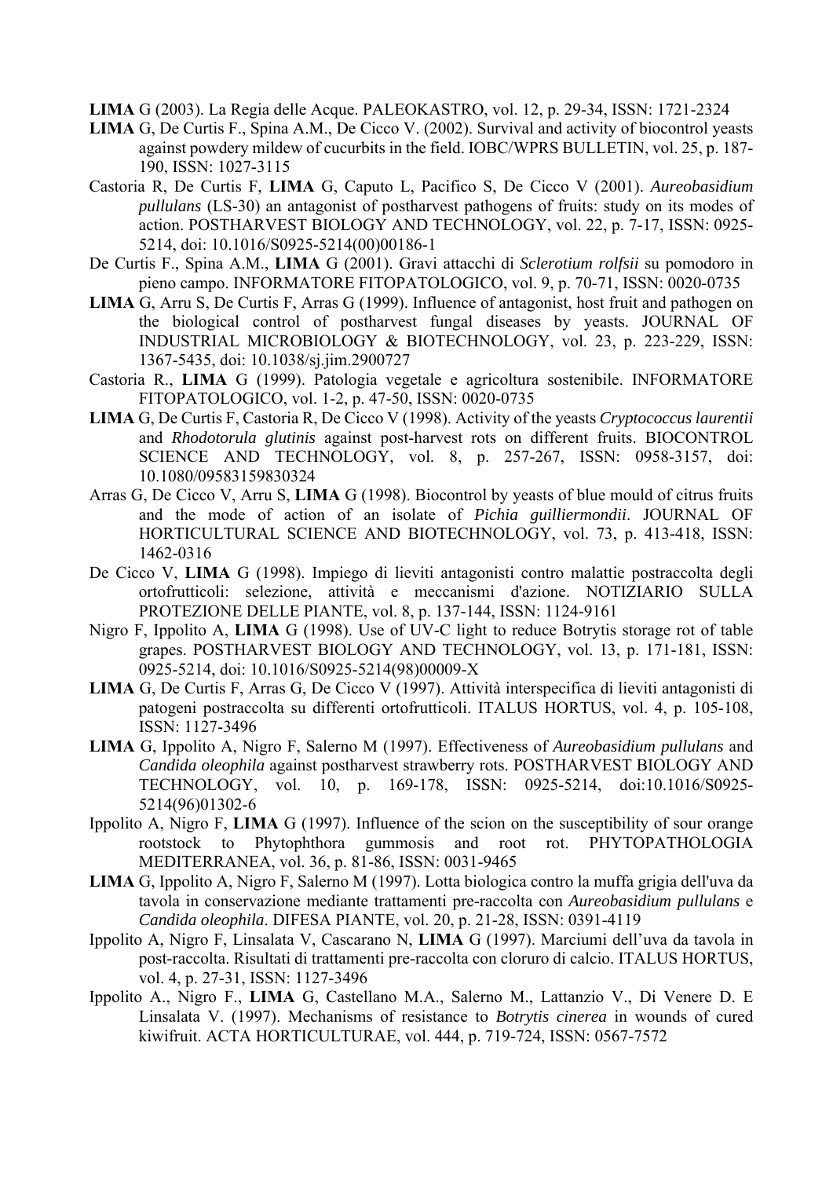**LIMA** G (2003). La Regia delle Acque. PALEOKASTRO, vol. 12, p. 29-34, ISSN: 1721-2324

**LIMA** G, De Curtis F., Spina A.M., De Cicco V. (2002). Survival and activity of biocontrol yeasts against powdery mildew of cucurbits in the field. IOBC/WPRS BULLETIN, vol. 25, p. 187-190, ISSN: 1027-3115

Castoria R, De Curtis F, **LIMA** G, Caputo L, Pacifico S, De Cicco V (2001). *Aureobasidium pullulans* (LS-30) an antagonist of postharvest pathogens of fruits: study on its modes of action. POSTHARVEST BIOLOGY AND TECHNOLOGY, vol. 22, p. 7-17, ISSN: 0925-5214, doi: 10.1016/S0925-5214(00)00186-1

De Curtis F., Spina A.M., **LIMA** G (2001). Gravi attacchi di *Sclerotium rolfsii* su pomodoro in pieno campo. INFORMATORE FITOPATOLOGICO, vol. 9, p. 70-71, ISSN: 0020-0735

**LIMA** G, Arru S, De Curtis F, Arras G (1999). Influence of antagonist, host fruit and pathogen on the biological control of postharvest fungal diseases by yeasts. JOURNAL OF INDUSTRIAL MICROBIOLOGY & BIOTECHNOLOGY, vol. 23, p. 223-229, ISSN: 1367-5435, doi: 10.1038/sj.jim.2900727

Castoria R., **LIMA** G (1999). Patologia vegetale e agricoltura sostenibile. INFORMATORE FITOPATOLOGICO, vol. 1-2, p. 47-50, ISSN: 0020-0735

**LIMA** G, De Curtis F, Castoria R, De Cicco V (1998). Activity of the yeasts *Cryptococcus laurentii* and *Rhodotorula glutinis* against post-harvest rots on different fruits. BIOCONTROL SCIENCE AND TECHNOLOGY, vol. 8, p. 257-267, ISSN: 0958-3157, doi: 10.1080/09583159830324

Arras G, De Cicco V, Arru S, **LIMA** G (1998). Biocontrol by yeasts of blue mould of citrus fruits and the mode of action of an isolate of *Pichia guilliermondii*. JOURNAL OF HORTICULTURAL SCIENCE AND BIOTECHNOLOGY, vol. 73, p. 413-418, ISSN: 1462-0316

De Cicco V, **LIMA** G (1998). Impiego di lieviti antagonisti contro malattie postraccolta degli ortofrutticoli: selezione, attività e meccanismi d'azione. NOTIZIARIO SULLA PROTEZIONE DELLE PIANTE, vol. 8, p. 137-144, ISSN: 1124-9161

Nigro F, Ippolito A, **LIMA** G (1998). Use of UV-C light to reduce Botrytis storage rot of table grapes. POSTHARVEST BIOLOGY AND TECHNOLOGY, vol. 13, p. 171-181, ISSN: 0925-5214, doi: 10.1016/S0925-5214(98)00009-X

**LIMA** G, De Curtis F, Arras G, De Cicco V (1997). Attività interspecifica di lieviti antagonisti di patogeni postraccolta su differenti ortofrutticoli. ITALUS HORTUS, vol. 4, p. 105-108, ISSN: 1127-3496

**LIMA** G, Ippolito A, Nigro F, Salerno M (1997). Effectiveness of *Aureobasidium pullulans* and *Candida oleophila* against postharvest strawberry rots. POSTHARVEST BIOLOGY AND TECHNOLOGY, vol. 10, p. 169-178, ISSN: 0925-5214, doi:10.1016/S0925-5214(96)01302-6

Ippolito A, Nigro F, **LIMA** G (1997). Influence of the scion on the susceptibility of sour orange rootstock to Phytophthora gummosis and root rot. PHYTOPATHOLOGIA MEDITERRANEA, vol. 36, p. 81-86, ISSN: 0031-9465

**LIMA** G, Ippolito A, Nigro F, Salerno M (1997). Lotta biologica contro la muffa grigia dell'uva da tavola in conservazione mediante trattamenti pre-raccolta con *Aureobasidium pullulans* e *Candida oleophila*. DIFESA PIANTE, vol. 20, p. 21-28, ISSN: 0391-4119

Ippolito A, Nigro F, Linsalata V, Cascarano N, **LIMA** G (1997). Marciumi dell'uva da tavola in post-raccolta. Risultati di trattamenti pre-raccolta con cloruro di calcio. ITALUS HORTUS, vol. 4, p. 27-31, ISSN: 1127-3496

Ippolito A., Nigro F., **LIMA** G, Castellano M.A., Salerno M., Lattanzio V., Di Venere D. E Linsalata V. (1997). Mechanisms of resistance to *Botrytis cinerea* in wounds of cured kiwifruit. ACTA HORTICULTURAE, vol. 444, p. 719-724, ISSN: 0567-7572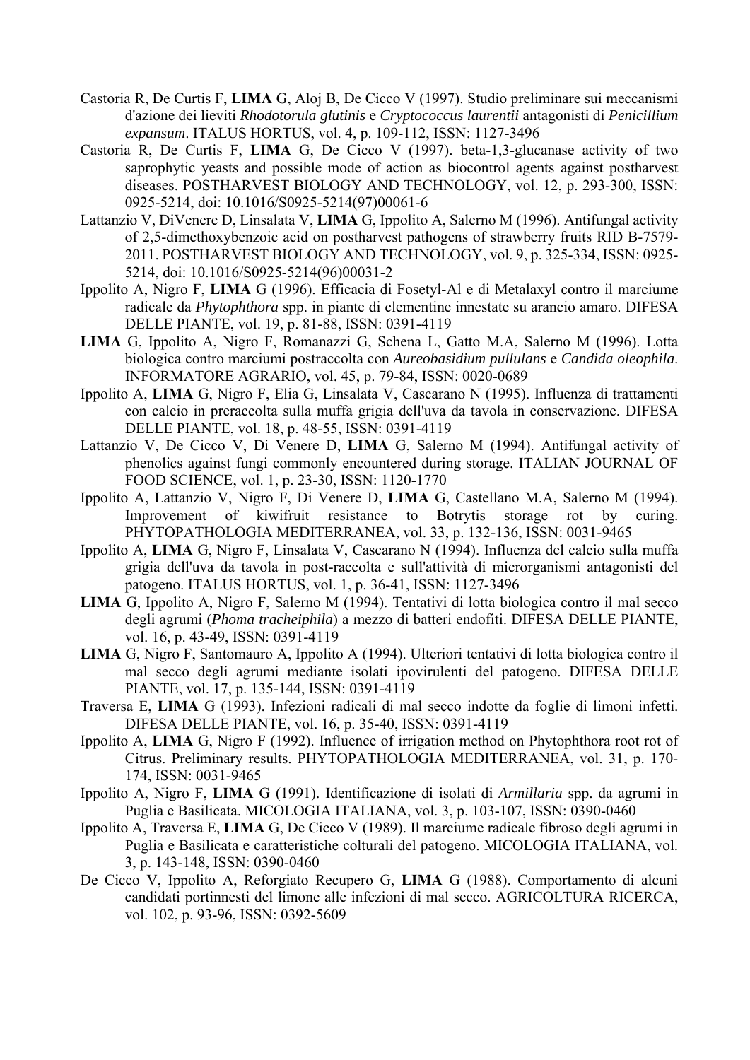Castoria R, De Curtis F, **LIMA** G, Aloj B, De Cicco V (1997). Studio preliminare sui meccanismi d'azione dei lieviti *Rhodotorula glutinis* e *Cryptococcus laurentii* antagonisti di *Penicillium expansum*. ITALUS HORTUS, vol. 4, p. 109-112, ISSN: 1127-3496

Castoria R, De Curtis F, **LIMA** G, De Cicco V (1997). beta-1,3-glucanase activity of two saprophytic yeasts and possible mode of action as biocontrol agents against postharvest diseases. POSTHARVEST BIOLOGY AND TECHNOLOGY, vol. 12, p. 293-300, ISSN: 0925-5214, doi: 10.1016/S0925-5214(97)00061-6

Lattanzio V, DiVenere D, Linsalata V, **LIMA** G, Ippolito A, Salerno M (1996). Antifungal activity of 2,5-dimethoxybenzoic acid on postharvest pathogens of strawberry fruits RID B-7579-2011. POSTHARVEST BIOLOGY AND TECHNOLOGY, vol. 9, p. 325-334, ISSN: 0925-5214, doi: 10.1016/S0925-5214(96)00031-2

Ippolito A, Nigro F, **LIMA** G (1996). Efficacia di Fosetyl-Al e di Metalaxyl contro il marciume radicale da *Phytophthora* spp. in piante di clementine innestate su arancio amaro. DIFESA DELLE PIANTE, vol. 19, p. 81-88, ISSN: 0391-4119

**LIMA** G, Ippolito A, Nigro F, Romanazzi G, Schena L, Gatto M.A, Salerno M (1996). Lotta biologica contro marciumi postraccolta con *Aureobasidium pullulans* e *Candida oleophila*. INFORMATORE AGRARIO, vol. 45, p. 79-84, ISSN: 0020-0689

Ippolito A, **LIMA** G, Nigro F, Elia G, Linsalata V, Cascarano N (1995). Influenza di trattamenti con calcio in preraccolta sulla muffa grigia dell'uva da tavola in conservazione. DIFESA DELLE PIANTE, vol. 18, p. 48-55, ISSN: 0391-4119

Lattanzio V, De Cicco V, Di Venere D, **LIMA** G, Salerno M (1994). Antifungal activity of phenolics against fungi commonly encountered during storage. ITALIAN JOURNAL OF FOOD SCIENCE, vol. 1, p. 23-30, ISSN: 1120-1770

Ippolito A, Lattanzio V, Nigro F, Di Venere D, **LIMA** G, Castellano M.A, Salerno M (1994). Improvement of kiwifruit resistance to Botrytis storage rot by curing. PHYTOPATHOLOGIA MEDITERRANEA, vol. 33, p. 132-136, ISSN: 0031-9465

Ippolito A, **LIMA** G, Nigro F, Linsalata V, Cascarano N (1994). Influenza del calcio sulla muffa grigia dell'uva da tavola in post-raccolta e sull'attività di microrganismi antagonisti del patogeno. ITALUS HORTUS, vol. 1, p. 36-41, ISSN: 1127-3496

**LIMA** G, Ippolito A, Nigro F, Salerno M (1994). Tentativi di lotta biologica contro il mal secco degli agrumi (*Phoma tracheiphila*) a mezzo di batteri endofiti. DIFESA DELLE PIANTE, vol. 16, p. 43-49, ISSN: 0391-4119

**LIMA** G, Nigro F, Santomauro A, Ippolito A (1994). Ulteriori tentativi di lotta biologica contro il mal secco degli agrumi mediante isolati ipovirulenti del patogeno. DIFESA DELLE PIANTE, vol. 17, p. 135-144, ISSN: 0391-4119

Traversa E, **LIMA** G (1993). Infezioni radicali di mal secco indotte da foglie di limoni infetti. DIFESA DELLE PIANTE, vol. 16, p. 35-40, ISSN: 0391-4119

Ippolito A, **LIMA** G, Nigro F (1992). Influence of irrigation method on Phytophthora root rot of Citrus. Preliminary results. PHYTOPATHOLOGIA MEDITERRANEA, vol. 31, p. 170-174, ISSN: 0031-9465

Ippolito A, Nigro F, **LIMA** G (1991). Identificazione di isolati di *Armillaria* spp. da agrumi in Puglia e Basilicata. MICOLOGIA ITALIANA, vol. 3, p. 103-107, ISSN: 0390-0460

Ippolito A, Traversa E, **LIMA** G, De Cicco V (1989). Il marciume radicale fibroso degli agrumi in Puglia e Basilicata e caratteristiche colturali del patogeno. MICOLOGIA ITALIANA, vol. 3, p. 143-148, ISSN: 0390-0460

De Cicco V, Ippolito A, Reforgiato Recupero G, **LIMA** G (1988). Comportamento di alcuni candidati portinnesti del limone alle infezioni di mal secco. AGRICOLTURA RICERCA, vol. 102, p. 93-96, ISSN: 0392-5609